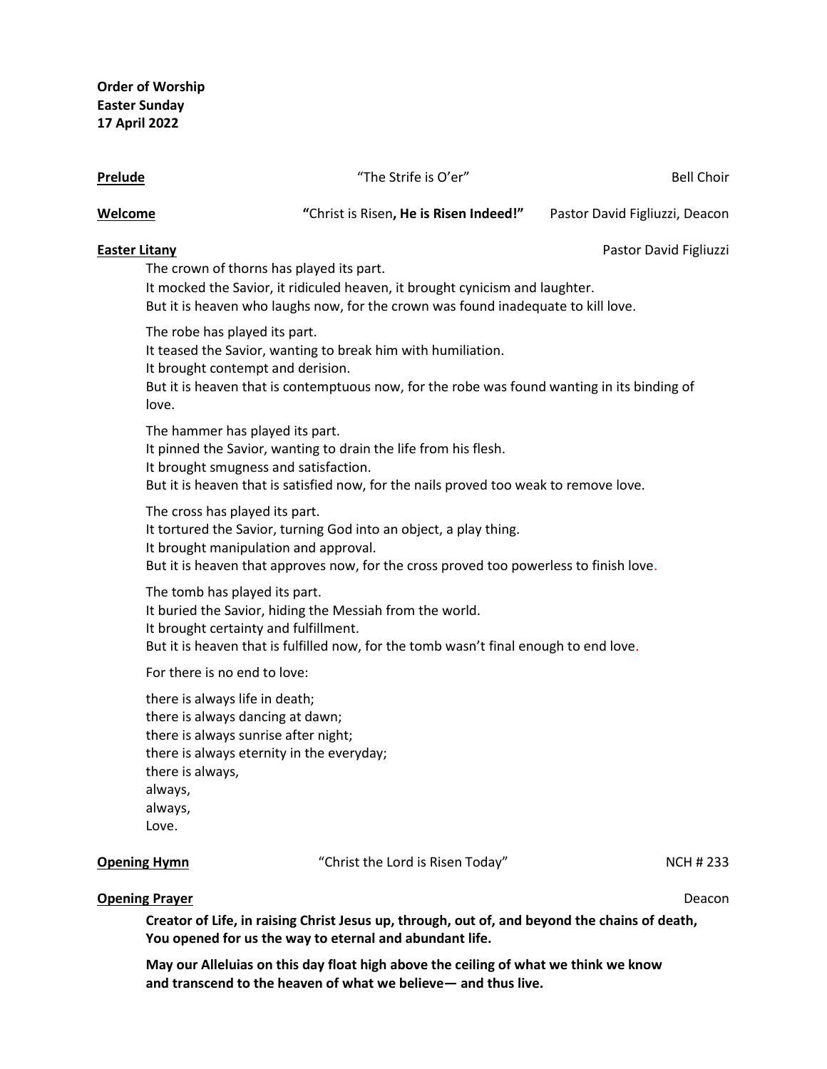**Order of Worship**
**Easter Sunday**
**17 April 2022**

**<u>Prelude</u>** “The Strife is O’er” Bell Choir

**<u>Welcome</u>** **“**Christ is Risen**, He is Risen Indeed!”** Pastor David Figliuzzi, Deacon

**<u>Easter Litany</u>** Pastor David Figliuzzi

The crown of thorns has played its part.
It mocked the Savior, it ridiculed heaven, it brought cynicism and laughter.
But it is heaven who laughs now, for the crown was found inadequate to kill love.

The robe has played its part.
It teased the Savior, wanting to break him with humiliation.
It brought contempt and derision.
But it is heaven that is contemptuous now, for the robe was found wanting in its binding of love.

The hammer has played its part.
It pinned the Savior, wanting to drain the life from his flesh.
It brought smugness and satisfaction.
But it is heaven that is satisfied now, for the nails proved too weak to remove love.

The cross has played its part.
It tortured the Savior, turning God into an object, a play thing.
It brought manipulation and approval.
But it is heaven that approves now, for the cross proved too powerless to finish love.

The tomb has played its part.
It buried the Savior, hiding the Messiah from the world.
It brought certainty and fulfillment.
But it is heaven that is fulfilled now, for the tomb wasn’t final enough to end love.

For there is no end to love:

there is always life in death;
there is always dancing at dawn;
there is always sunrise after night;
there is always eternity in the everyday;
there is always,
always,
always,
Love.

**<u>Opening Hymn</u>** “Christ the Lord is Risen Today” NCH # 233

**<u>Opening Prayer</u>** Deacon

**Creator of Life, in raising Christ Jesus up, through, out of, and beyond the chains of death, You opened for us the way to eternal and abundant life.**

**May our Alleluias on this day float high above the ceiling of what we think we know and transcend to the heaven of what we believe— and thus live.**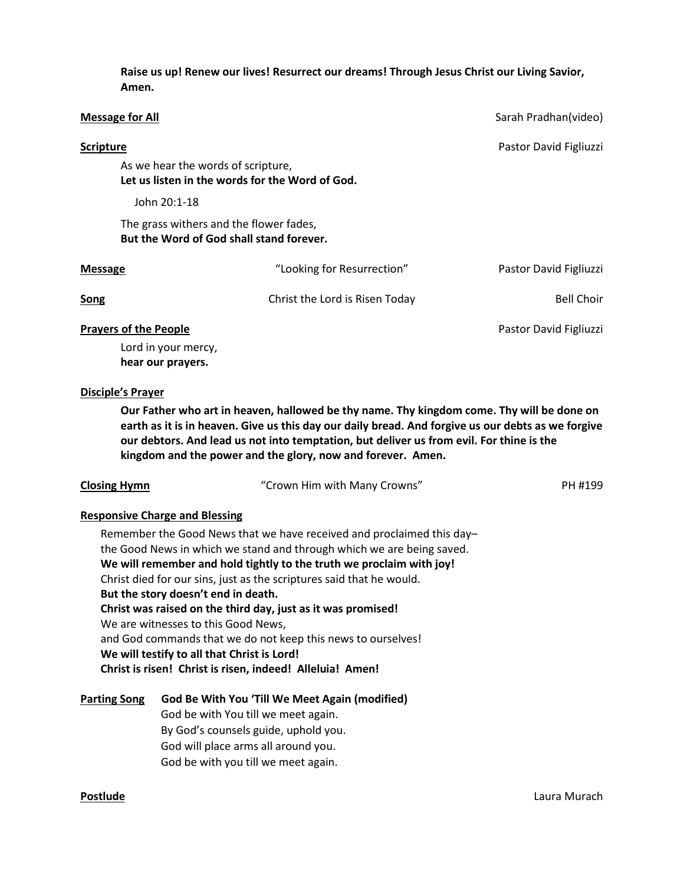**Raise us up! Renew our lives! Resurrect our dreams! Through Jesus Christ our Living Savior, Amen.**

**Message for All** Sarah Pradhan(video)

**Scripture** Pastor David Figliuzzi

As we hear the words of scripture,
**Let us listen in the words for the Word of God.**

John 20:1-18

The grass withers and the flower fades,
**But the Word of God shall stand forever.**

**Message** "Looking for Resurrection" Pastor David Figliuzzi

**Song** Christ the Lord is Risen Today Bell Choir

**Prayers of the People** Pastor David Figliuzzi

Lord in your mercy,
**hear our prayers.**

**Disciple's Prayer**

**Our Father who art in heaven, hallowed be thy name. Thy kingdom come. Thy will be done on earth as it is in heaven. Give us this day our daily bread. And forgive us our debts as we forgive our debtors. And lead us not into temptation, but deliver us from evil. For thine is the kingdom and the power and the glory, now and forever. Amen.**

**Closing Hymn** "Crown Him with Many Crowns" PH #199

**Responsive Charge and Blessing**

Remember the Good News that we have received and proclaimed this day–
the Good News in which we stand and through which we are being saved.
**We will remember and hold tightly to the truth we proclaim with joy!**
Christ died for our sins, just as the scriptures said that he would.
**But the story doesn't end in death.**
**Christ was raised on the third day, just as it was promised!**
We are witnesses to this Good News,
and God commands that we do not keep this news to ourselves!
**We will testify to all that Christ is Lord!**
**Christ is risen! Christ is risen, indeed! Alleluia! Amen!**

**Parting Song** **God Be With You 'Till We Meet Again (modified)**

God be with You till we meet again.
By God's counsels guide, uphold you.
God will place arms all around you.
God be with you till we meet again.

**Postlude** Laura Murach